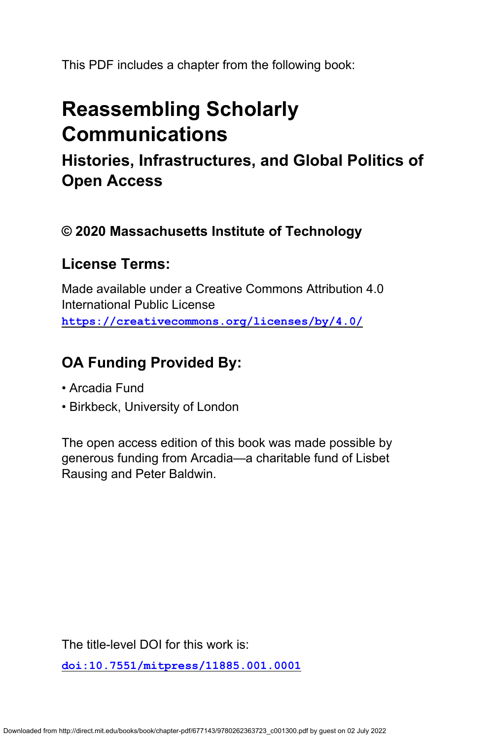This PDF includes a chapter from the following book:

# Reassembling Scholarly Communications

## Histories, Infrastructures, and Global Politics of Open Access

### © 2020 Massachusetts Institute of Technology

### License Terms:

Made available under a Creative Commons Attribution 4.0 International Public License
https://creativecommons.org/licenses/by/4.0/

### OA Funding Provided By:

- Arcadia Fund
- Birkbeck, University of London

The open access edition of this book was made possible by generous funding from Arcadia—a charitable fund of Lisbet Rausing and Peter Baldwin.

The title-level DOI for this work is:

doi:10.7551/mitpress/11885.001.0001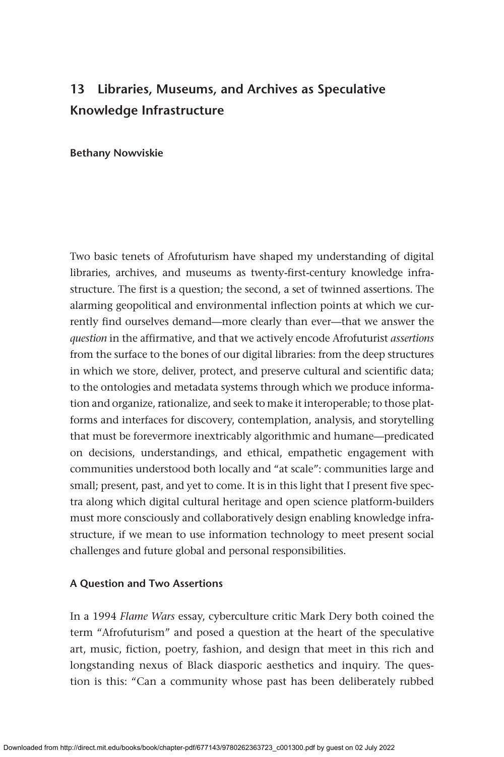# 13 Libraries, Museums, and Archives as Speculative Knowledge Infrastructure

**Bethany Nowviskie**

Two basic tenets of Afrofuturism have shaped my understanding of digital libraries, archives, and museums as twenty-first-century knowledge infrastructure. The first is a question; the second, a set of twinned assertions. The alarming geopolitical and environmental inflection points at which we currently find ourselves demand—more clearly than ever—that we answer the *question* in the affirmative, and that we actively encode Afrofuturist *assertions* from the surface to the bones of our digital libraries: from the deep structures in which we store, deliver, protect, and preserve cultural and scientific data; to the ontologies and metadata systems through which we produce information and organize, rationalize, and seek to make it interoperable; to those platforms and interfaces for discovery, contemplation, analysis, and storytelling that must be forevermore inextricably algorithmic and humane—predicated on decisions, understandings, and ethical, empathetic engagement with communities understood both locally and "at scale": communities large and small; present, past, and yet to come. It is in this light that I present five spectra along which digital cultural heritage and open science platform-builders must more consciously and collaboratively design enabling knowledge infrastructure, if we mean to use information technology to meet present social challenges and future global and personal responsibilities.

## A Question and Two Assertions

In a 1994 *Flame Wars* essay, cyberculture critic Mark Dery both coined the term "Afrofuturism" and posed a question at the heart of the speculative art, music, fiction, poetry, fashion, and design that meet in this rich and longstanding nexus of Black diasporic aesthetics and inquiry. The question is this: "Can a community whose past has been deliberately rubbed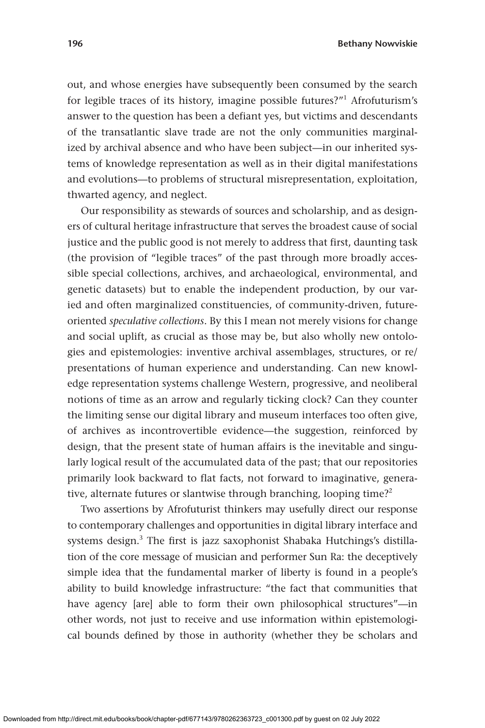out, and whose energies have subsequently been consumed by the search for legible traces of its history, imagine possible futures?"[1] Afrofuturism's answer to the question has been a defiant yes, but victims and descendants of the transatlantic slave trade are not the only communities marginalized by archival absence and who have been subject—in our inherited systems of knowledge representation as well as in their digital manifestations and evolutions—to problems of structural misrepresentation, exploitation, thwarted agency, and neglect.

Our responsibility as stewards of sources and scholarship, and as designers of cultural heritage infrastructure that serves the broadest cause of social justice and the public good is not merely to address that first, daunting task (the provision of "legible traces" of the past through more broadly accessible special collections, archives, and archaeological, environmental, and genetic datasets) but to enable the independent production, by our varied and often marginalized constituencies, of community-driven, future-oriented *speculative collections*. By this I mean not merely visions for change and social uplift, as crucial as those may be, but also wholly new ontologies and epistemologies: inventive archival assemblages, structures, or re/presentations of human experience and understanding. Can new knowledge representation systems challenge Western, progressive, and neoliberal notions of time as an arrow and regularly ticking clock? Can they counter the limiting sense our digital library and museum interfaces too often give, of archives as incontrovertible evidence—the suggestion, reinforced by design, that the present state of human affairs is the inevitable and singularly logical result of the accumulated data of the past; that our repositories primarily look backward to flat facts, not forward to imaginative, generative, alternate futures or slantwise through branching, looping time?[2]

Two assertions by Afrofuturist thinkers may usefully direct our response to contemporary challenges and opportunities in digital library interface and systems design.[3] The first is jazz saxophonist Shabaka Hutchings's distillation of the core message of musician and performer Sun Ra: the deceptively simple idea that the fundamental marker of liberty is found in a people's ability to build knowledge infrastructure: "the fact that communities that have agency [are] able to form their own philosophical structures"—in other words, not just to receive and use information within epistemological bounds defined by those in authority (whether they be scholars and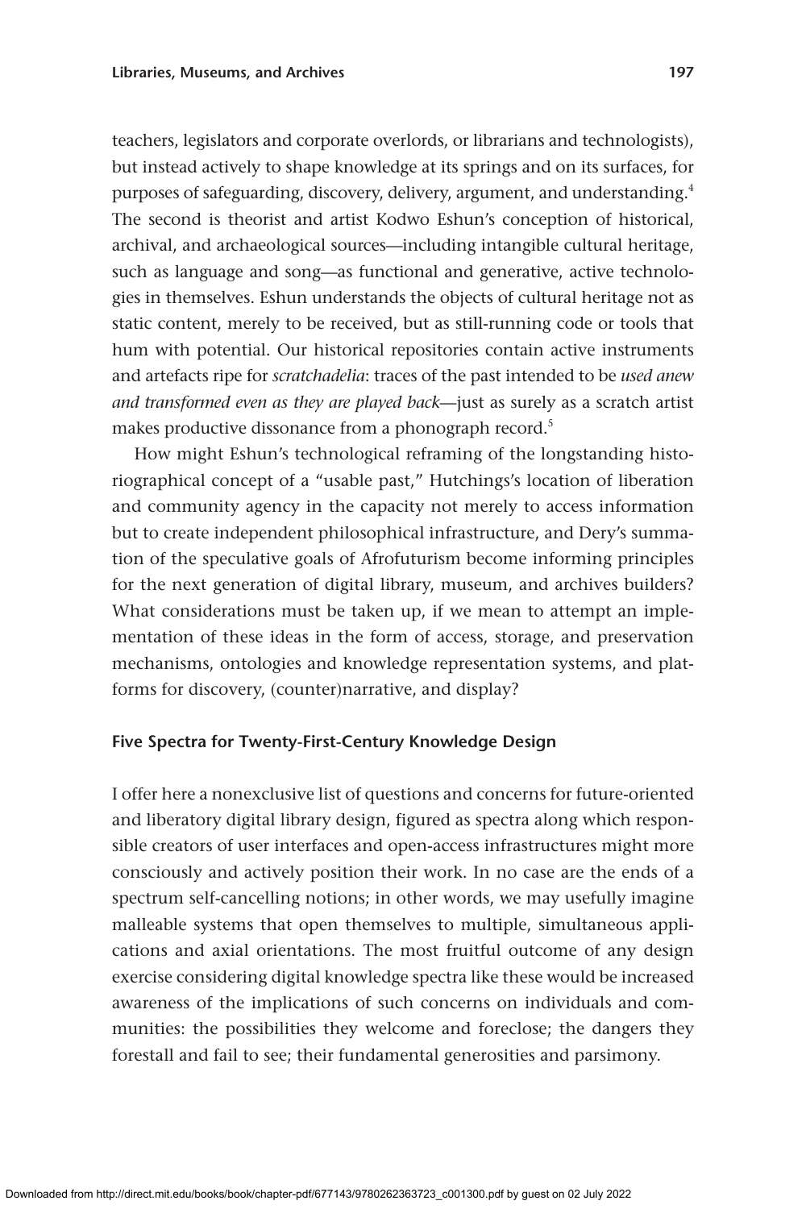teachers, legislators and corporate overlords, or librarians and technologists), but instead actively to shape knowledge at its springs and on its surfaces, for purposes of safeguarding, discovery, delivery, argument, and understanding.[4] The second is theorist and artist Kodwo Eshun's conception of historical, archival, and archaeological sources—including intangible cultural heritage, such as language and song—as functional and generative, active technologies in themselves. Eshun understands the objects of cultural heritage not as static content, merely to be received, but as still-running code or tools that hum with potential. Our historical repositories contain active instruments and artefacts ripe for *scratchadelia*: traces of the past intended to be *used anew and transformed even as they are played back*—just as surely as a scratch artist makes productive dissonance from a phonograph record.[5]

How might Eshun's technological reframing of the longstanding historiographical concept of a "usable past," Hutchings's location of liberation and community agency in the capacity not merely to access information but to create independent philosophical infrastructure, and Dery's summation of the speculative goals of Afrofuturism become informing principles for the next generation of digital library, museum, and archives builders? What considerations must be taken up, if we mean to attempt an implementation of these ideas in the form of access, storage, and preservation mechanisms, ontologies and knowledge representation systems, and platforms for discovery, (counter)narrative, and display?

## Five Spectra for Twenty-First-Century Knowledge Design

I offer here a nonexclusive list of questions and concerns for future-oriented and liberatory digital library design, figured as spectra along which responsible creators of user interfaces and open-access infrastructures might more consciously and actively position their work. In no case are the ends of a spectrum self-cancelling notions; in other words, we may usefully imagine malleable systems that open themselves to multiple, simultaneous applications and axial orientations. The most fruitful outcome of any design exercise considering digital knowledge spectra like these would be increased awareness of the implications of such concerns on individuals and communities: the possibilities they welcome and foreclose; the dangers they forestall and fail to see; their fundamental generosities and parsimony.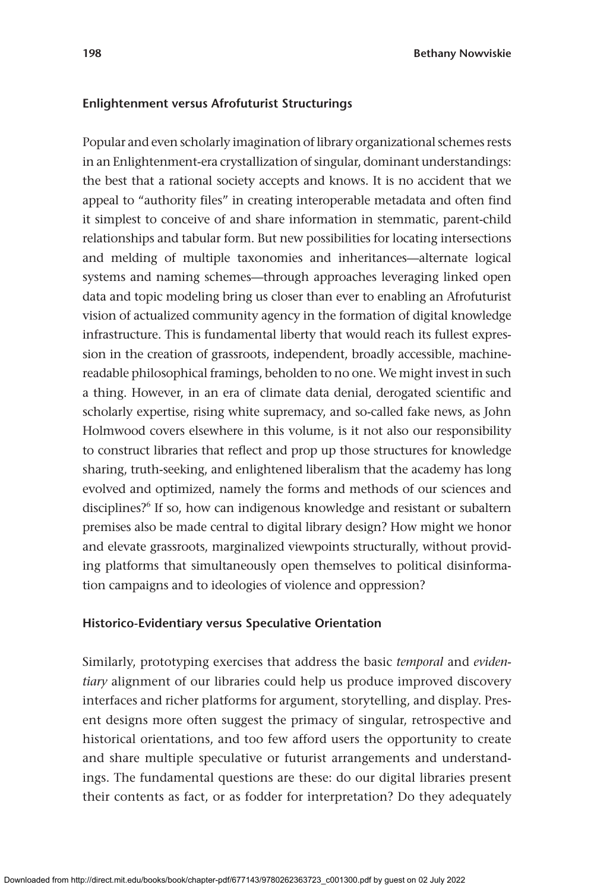### Enlightenment versus Afrofuturist Structurings

Popular and even scholarly imagination of library organizational schemes rests in an Enlightenment-era crystallization of singular, dominant understandings: the best that a rational society accepts and knows. It is no accident that we appeal to "authority files" in creating interoperable metadata and often find it simplest to conceive of and share information in stemmatic, parent-child relationships and tabular form. But new possibilities for locating intersections and melding of multiple taxonomies and inheritances—alternate logical systems and naming schemes—through approaches leveraging linked open data and topic modeling bring us closer than ever to enabling an Afrofuturist vision of actualized community agency in the formation of digital knowledge infrastructure. This is fundamental liberty that would reach its fullest expression in the creation of grassroots, independent, broadly accessible, machine-readable philosophical framings, beholden to no one. We might invest in such a thing. However, in an era of climate data denial, derogated scientific and scholarly expertise, rising white supremacy, and so-called fake news, as John Holmwood covers elsewhere in this volume, is it not also our responsibility to construct libraries that reflect and prop up those structures for knowledge sharing, truth-seeking, and enlightened liberalism that the academy has long evolved and optimized, namely the forms and methods of our sciences and disciplines?[6] If so, how can indigenous knowledge and resistant or subaltern premises also be made central to digital library design? How might we honor and elevate grassroots, marginalized viewpoints structurally, without providing platforms that simultaneously open themselves to political disinformation campaigns and to ideologies of violence and oppression?

### Historico-Evidentiary versus Speculative Orientation

Similarly, prototyping exercises that address the basic *temporal* and *evidentiary* alignment of our libraries could help us produce improved discovery interfaces and richer platforms for argument, storytelling, and display. Present designs more often suggest the primacy of singular, retrospective and historical orientations, and too few afford users the opportunity to create and share multiple speculative or futurist arrangements and understandings. The fundamental questions are these: do our digital libraries present their contents as fact, or as fodder for interpretation? Do they adequately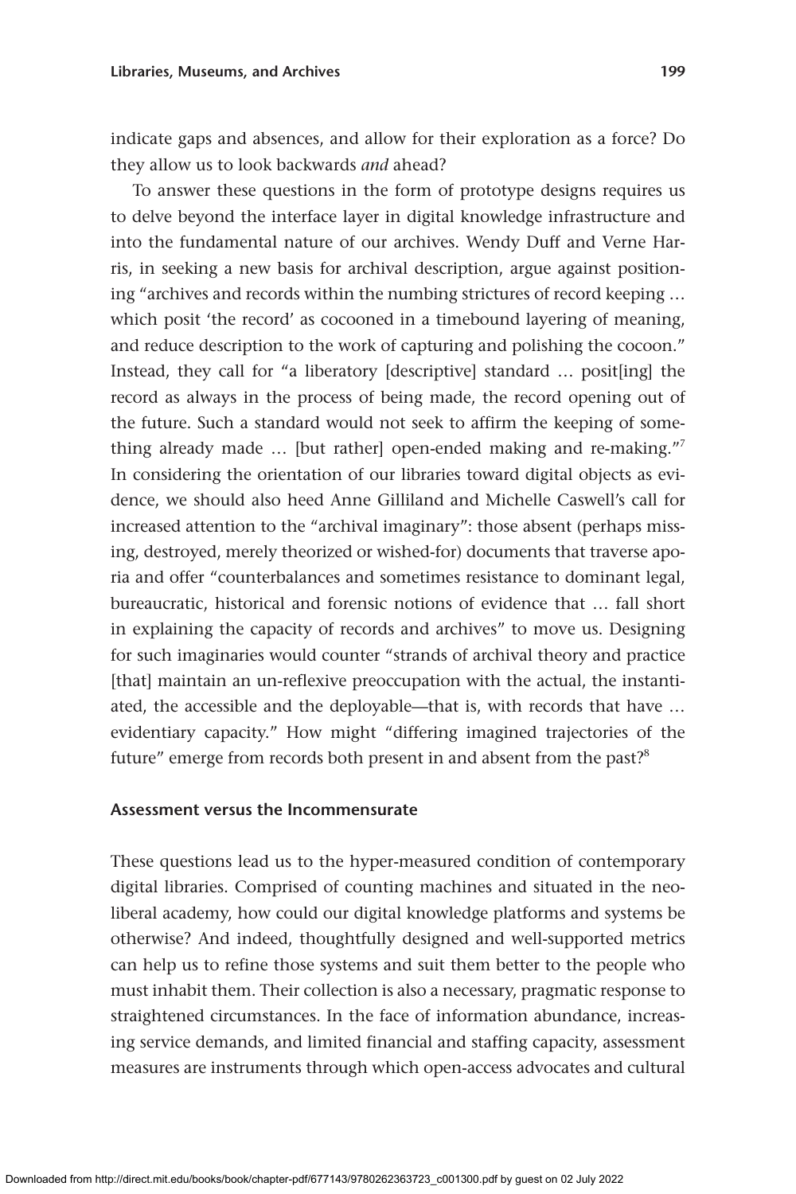indicate gaps and absences, and allow for their exploration as a force? Do they allow us to look backwards *and* ahead?

To answer these questions in the form of prototype designs requires us to delve beyond the interface layer in digital knowledge infrastructure and into the fundamental nature of our archives. Wendy Duff and Verne Harris, in seeking a new basis for archival description, argue against positioning "archives and records within the numbing strictures of record keeping … which posit 'the record' as cocooned in a timebound layering of meaning, and reduce description to the work of capturing and polishing the cocoon." Instead, they call for "a liberatory [descriptive] standard … posit[ing] the record as always in the process of being made, the record opening out of the future. Such a standard would not seek to affirm the keeping of something already made … [but rather] open-ended making and re-making."[7] In considering the orientation of our libraries toward digital objects as evidence, we should also heed Anne Gilliland and Michelle Caswell's call for increased attention to the "archival imaginary": those absent (perhaps missing, destroyed, merely theorized or wished-for) documents that traverse aporia and offer "counterbalances and sometimes resistance to dominant legal, bureaucratic, historical and forensic notions of evidence that … fall short in explaining the capacity of records and archives" to move us. Designing for such imaginaries would counter "strands of archival theory and practice [that] maintain an un-reflexive preoccupation with the actual, the instantiated, the accessible and the deployable—that is, with records that have … evidentiary capacity." How might "differing imagined trajectories of the future" emerge from records both present in and absent from the past?[8]

### Assessment versus the Incommensurate

These questions lead us to the hyper-measured condition of contemporary digital libraries. Comprised of counting machines and situated in the neoliberal academy, how could our digital knowledge platforms and systems be otherwise? And indeed, thoughtfully designed and well-supported metrics can help us to refine those systems and suit them better to the people who must inhabit them. Their collection is also a necessary, pragmatic response to straightened circumstances. In the face of information abundance, increasing service demands, and limited financial and staffing capacity, assessment measures are instruments through which open-access advocates and cultural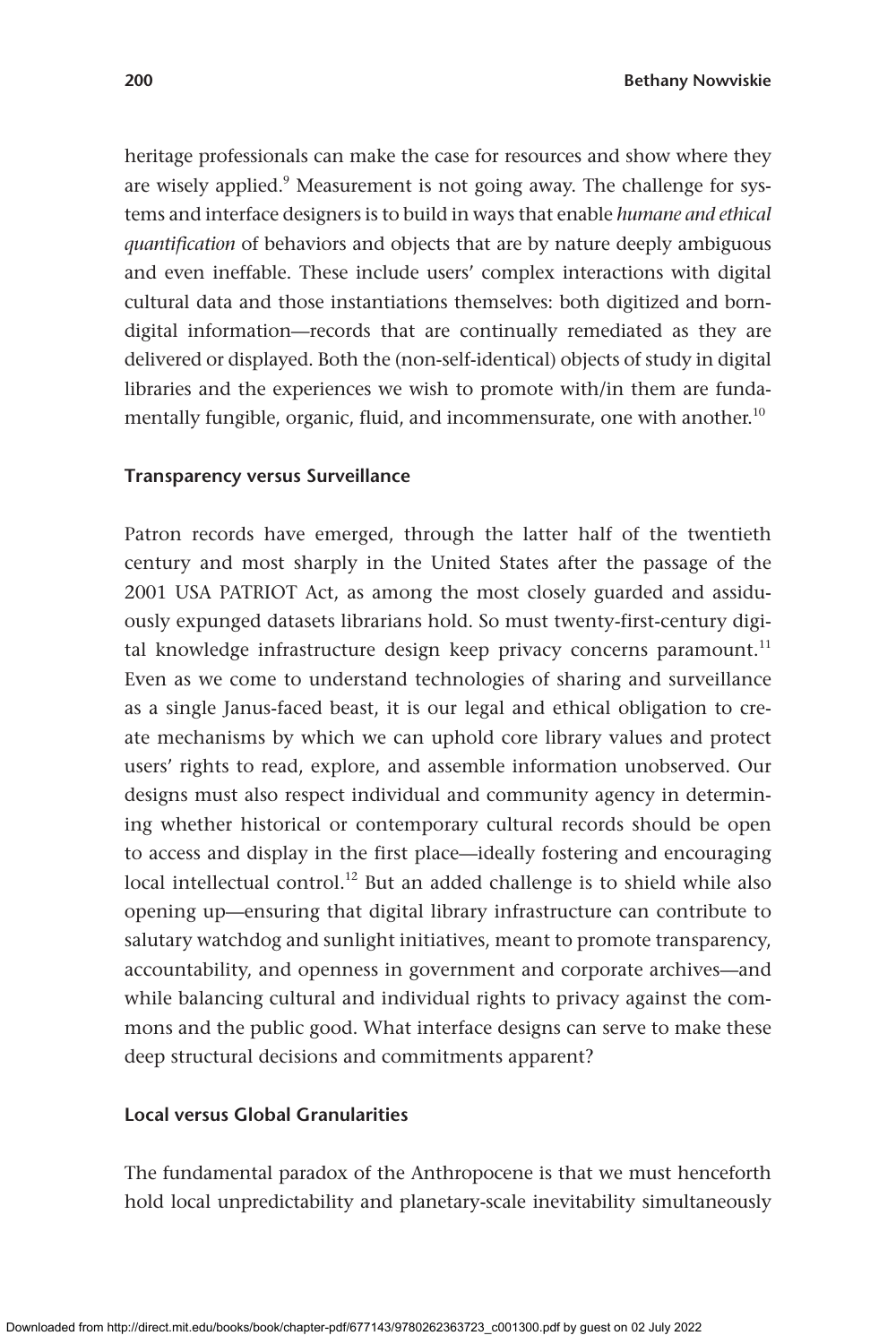heritage professionals can make the case for resources and show where they are wisely applied.[9] Measurement is not going away. The challenge for systems and interface designers is to build in ways that enable *humane and ethical quantification* of behaviors and objects that are by nature deeply ambiguous and even ineffable. These include users' complex interactions with digital cultural data and those instantiations themselves: both digitized and born-digital information—records that are continually remediated as they are delivered or displayed. Both the (non-self-identical) objects of study in digital libraries and the experiences we wish to promote with/in them are fundamentally fungible, organic, fluid, and incommensurate, one with another.[10]

### Transparency versus Surveillance

Patron records have emerged, through the latter half of the twentieth century and most sharply in the United States after the passage of the 2001 USA PATRIOT Act, as among the most closely guarded and assiduously expunged datasets librarians hold. So must twenty-first-century digital knowledge infrastructure design keep privacy concerns paramount.[11] Even as we come to understand technologies of sharing and surveillance as a single Janus-faced beast, it is our legal and ethical obligation to create mechanisms by which we can uphold core library values and protect users' rights to read, explore, and assemble information unobserved. Our designs must also respect individual and community agency in determining whether historical or contemporary cultural records should be open to access and display in the first place—ideally fostering and encouraging local intellectual control.[12] But an added challenge is to shield while also opening up—ensuring that digital library infrastructure can contribute to salutary watchdog and sunlight initiatives, meant to promote transparency, accountability, and openness in government and corporate archives—and while balancing cultural and individual rights to privacy against the commons and the public good. What interface designs can serve to make these deep structural decisions and commitments apparent?

### Local versus Global Granularities

The fundamental paradox of the Anthropocene is that we must henceforth hold local unpredictability and planetary-scale inevitability simultaneously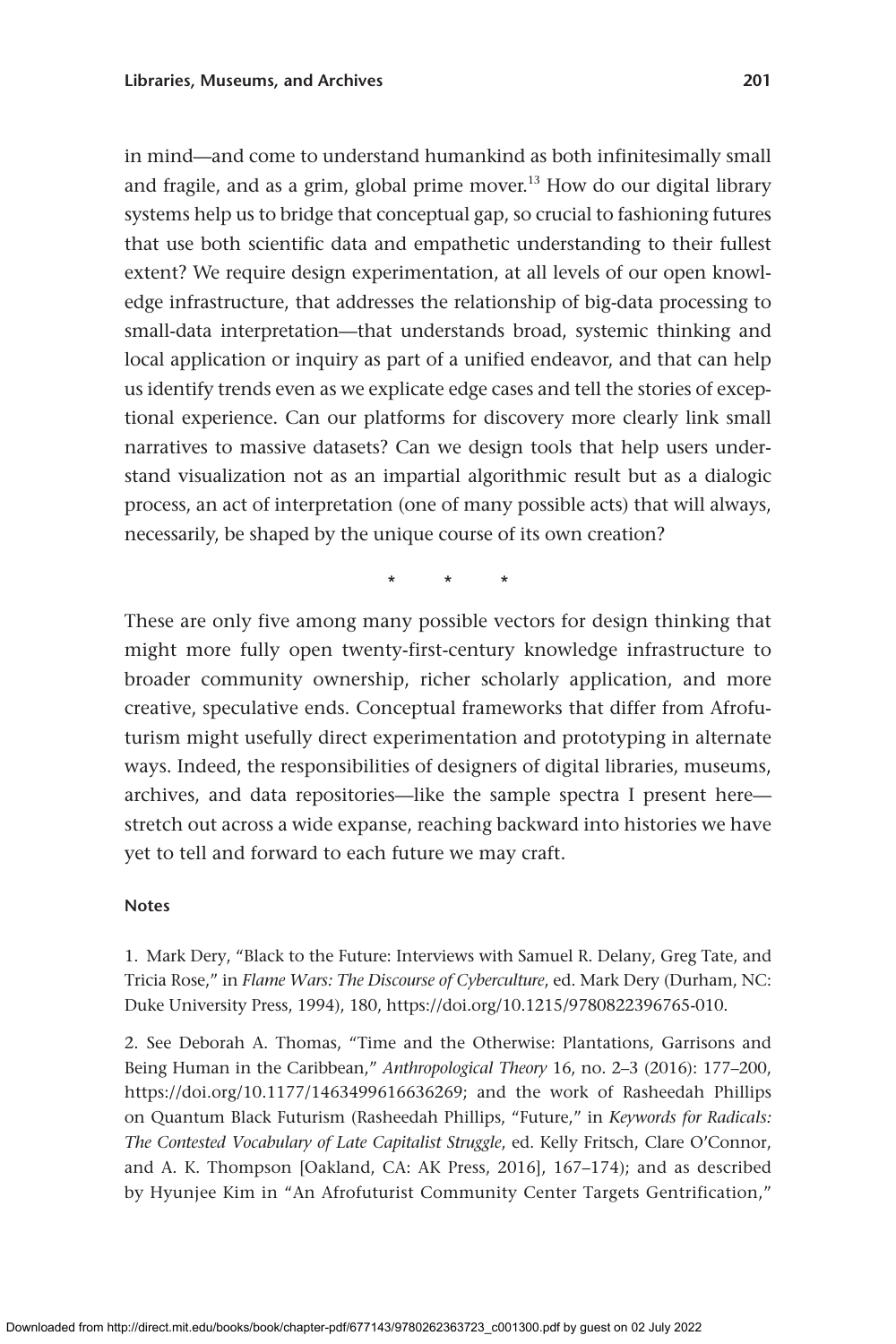in mind—and come to understand humankind as both infinitesimally small and fragile, and as a grim, global prime mover.[13] How do our digital library systems help us to bridge that conceptual gap, so crucial to fashioning futures that use both scientific data and empathetic understanding to their fullest extent? We require design experimentation, at all levels of our open knowledge infrastructure, that addresses the relationship of big-data processing to small-data interpretation—that understands broad, systemic thinking and local application or inquiry as part of a unified endeavor, and that can help us identify trends even as we explicate edge cases and tell the stories of exceptional experience. Can our platforms for discovery more clearly link small narratives to massive datasets? Can we design tools that help users understand visualization not as an impartial algorithmic result but as a dialogic process, an act of interpretation (one of many possible acts) that will always, necessarily, be shaped by the unique course of its own creation?

\* \* \*

These are only five among many possible vectors for design thinking that might more fully open twenty-first-century knowledge infrastructure to broader community ownership, richer scholarly application, and more creative, speculative ends. Conceptual frameworks that differ from Afrofuturism might usefully direct experimentation and prototyping in alternate ways. Indeed, the responsibilities of designers of digital libraries, museums, archives, and data repositories—like the sample spectra I present here—stretch out across a wide expanse, reaching backward into histories we have yet to tell and forward to each future we may craft.

### Notes

1. Mark Dery, "Black to the Future: Interviews with Samuel R. Delany, Greg Tate, and Tricia Rose," in *Flame Wars: The Discourse of Cyberculture*, ed. Mark Dery (Durham, NC: Duke University Press, 1994), 180, https://doi.org/10.1215/9780822396765-010.

2. See Deborah A. Thomas, "Time and the Otherwise: Plantations, Garrisons and Being Human in the Caribbean," *Anthropological Theory* 16, no. 2–3 (2016): 177–200, https://doi.org/10.1177/1463499616636269; and the work of Rasheedah Phillips on Quantum Black Futurism (Rasheedah Phillips, "Future," in *Keywords for Radicals: The Contested Vocabulary of Late Capitalist Struggle*, ed. Kelly Fritsch, Clare O'Connor, and A. K. Thompson [Oakland, CA: AK Press, 2016], 167–174); and as described by Hyunjee Kim in "An Afrofuturist Community Center Targets Gentrification,"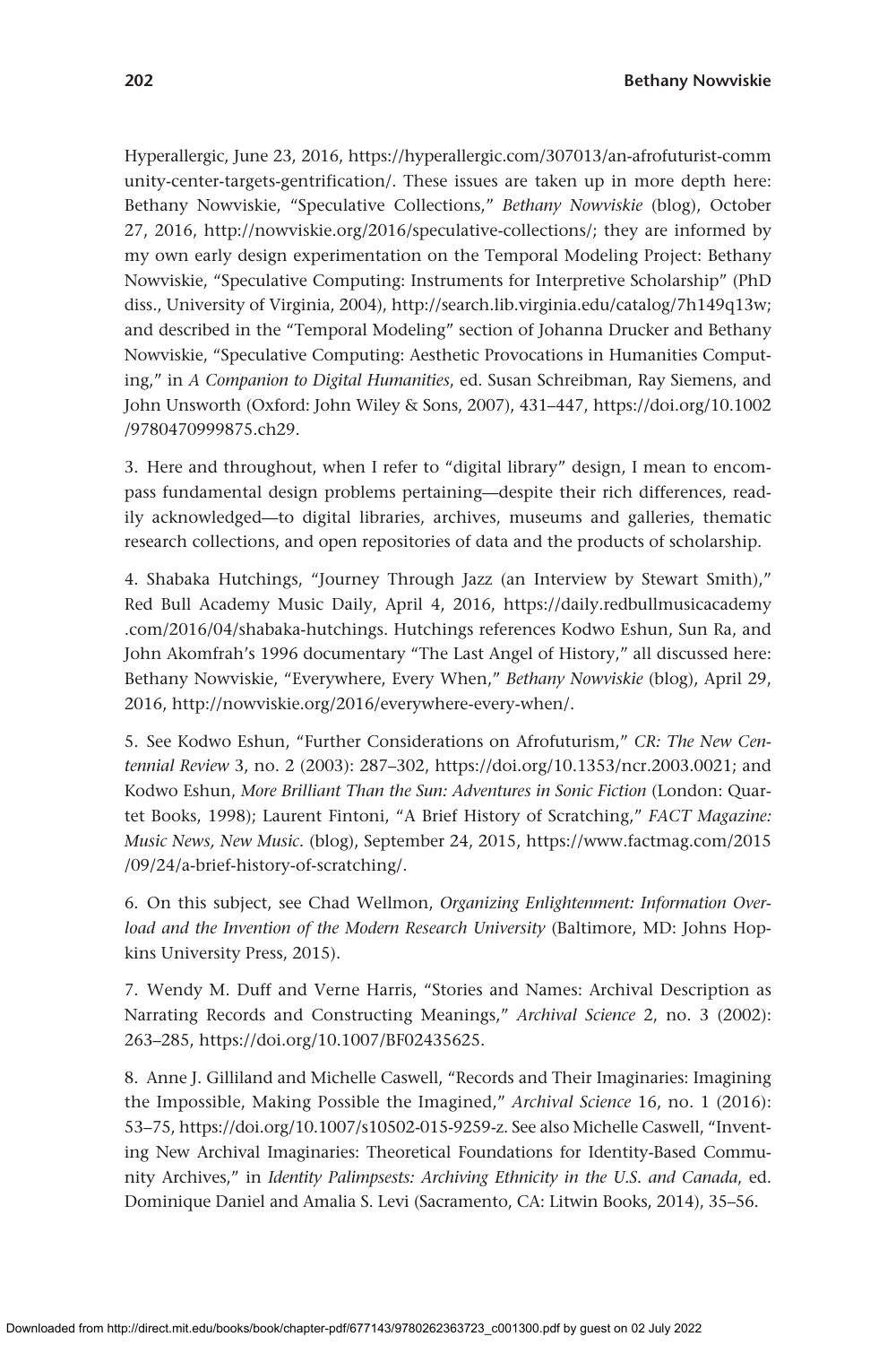Hyperallergic, June 23, 2016, https://hyperallergic.com/307013/an-afrofuturist-community-center-targets-gentrification/. These issues are taken up in more depth here: Bethany Nowviskie, "Speculative Collections," *Bethany Nowviskie* (blog), October 27, 2016, http://nowviskie.org/2016/speculative-collections/; they are informed by my own early design experimentation on the Temporal Modeling Project: Bethany Nowviskie, "Speculative Computing: Instruments for Interpretive Scholarship" (PhD diss., University of Virginia, 2004), http://search.lib.virginia.edu/catalog/7h149q13w; and described in the "Temporal Modeling" section of Johanna Drucker and Bethany Nowviskie, "Speculative Computing: Aesthetic Provocations in Humanities Computing," in *A Companion to Digital Humanities*, ed. Susan Schreibman, Ray Siemens, and John Unsworth (Oxford: John Wiley & Sons, 2007), 431–447, https://doi.org/10.1002/9780470999875.ch29.

3. Here and throughout, when I refer to "digital library" design, I mean to encompass fundamental design problems pertaining—despite their rich differences, readily acknowledged—to digital libraries, archives, museums and galleries, thematic research collections, and open repositories of data and the products of scholarship.

4. Shabaka Hutchings, "Journey Through Jazz (an Interview by Stewart Smith)," Red Bull Academy Music Daily, April 4, 2016, https://daily.redbullmusicacademy.com/2016/04/shabaka-hutchings. Hutchings references Kodwo Eshun, Sun Ra, and John Akomfrah's 1996 documentary "The Last Angel of History," all discussed here: Bethany Nowviskie, "Everywhere, Every When," *Bethany Nowviskie* (blog), April 29, 2016, http://nowviskie.org/2016/everywhere-every-when/.

5. See Kodwo Eshun, "Further Considerations on Afrofuturism," *CR: The New Centennial Review* 3, no. 2 (2003): 287–302, https://doi.org/10.1353/ncr.2003.0021; and Kodwo Eshun, *More Brilliant Than the Sun: Adventures in Sonic Fiction* (London: Quartet Books, 1998); Laurent Fintoni, "A Brief History of Scratching," *FACT Magazine: Music News, New Music.* (blog), September 24, 2015, https://www.factmag.com/2015/09/24/a-brief-history-of-scratching/.

6. On this subject, see Chad Wellmon, *Organizing Enlightenment: Information Overload and the Invention of the Modern Research University* (Baltimore, MD: Johns Hopkins University Press, 2015).

7. Wendy M. Duff and Verne Harris, "Stories and Names: Archival Description as Narrating Records and Constructing Meanings," *Archival Science* 2, no. 3 (2002): 263–285, https://doi.org/10.1007/BF02435625.

8. Anne J. Gilliland and Michelle Caswell, "Records and Their Imaginaries: Imagining the Impossible, Making Possible the Imagined," *Archival Science* 16, no. 1 (2016): 53–75, https://doi.org/10.1007/s10502-015-9259-z. See also Michelle Caswell, "Inventing New Archival Imaginaries: Theoretical Foundations for Identity-Based Community Archives," in *Identity Palimpsests: Archiving Ethnicity in the U.S. and Canada*, ed. Dominique Daniel and Amalia S. Levi (Sacramento, CA: Litwin Books, 2014), 35–56.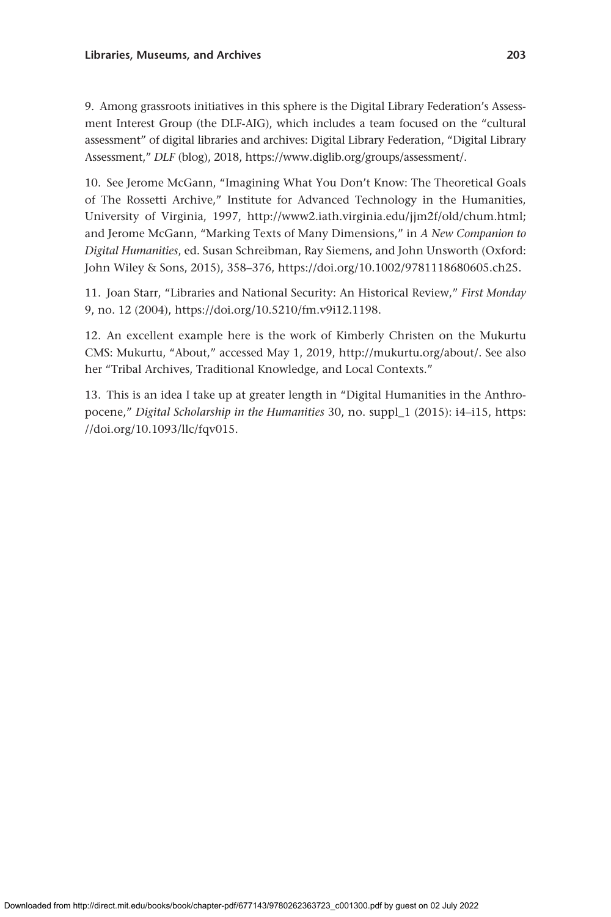9. Among grassroots initiatives in this sphere is the Digital Library Federation's Assessment Interest Group (the DLF-AIG), which includes a team focused on the "cultural assessment" of digital libraries and archives: Digital Library Federation, "Digital Library Assessment," *DLF* (blog), 2018, https://www.diglib.org/groups/assessment/.

10. See Jerome McGann, "Imagining What You Don't Know: The Theoretical Goals of The Rossetti Archive," Institute for Advanced Technology in the Humanities, University of Virginia, 1997, http://www2.iath.virginia.edu/jjm2f/old/chum.html; and Jerome McGann, "Marking Texts of Many Dimensions," in *A New Companion to Digital Humanities*, ed. Susan Schreibman, Ray Siemens, and John Unsworth (Oxford: John Wiley & Sons, 2015), 358–376, https://doi.org/10.1002/9781118680605.ch25.

11. Joan Starr, "Libraries and National Security: An Historical Review," *First Monday* 9, no. 12 (2004), https://doi.org/10.5210/fm.v9i12.1198.

12. An excellent example here is the work of Kimberly Christen on the Mukurtu CMS: Mukurtu, "About," accessed May 1, 2019, http://mukurtu.org/about/. See also her "Tribal Archives, Traditional Knowledge, and Local Contexts."

13. This is an idea I take up at greater length in "Digital Humanities in the Anthropocene," *Digital Scholarship in the Humanities* 30, no. suppl_1 (2015): i4–i15, https://doi.org/10.1093/llc/fqv015.